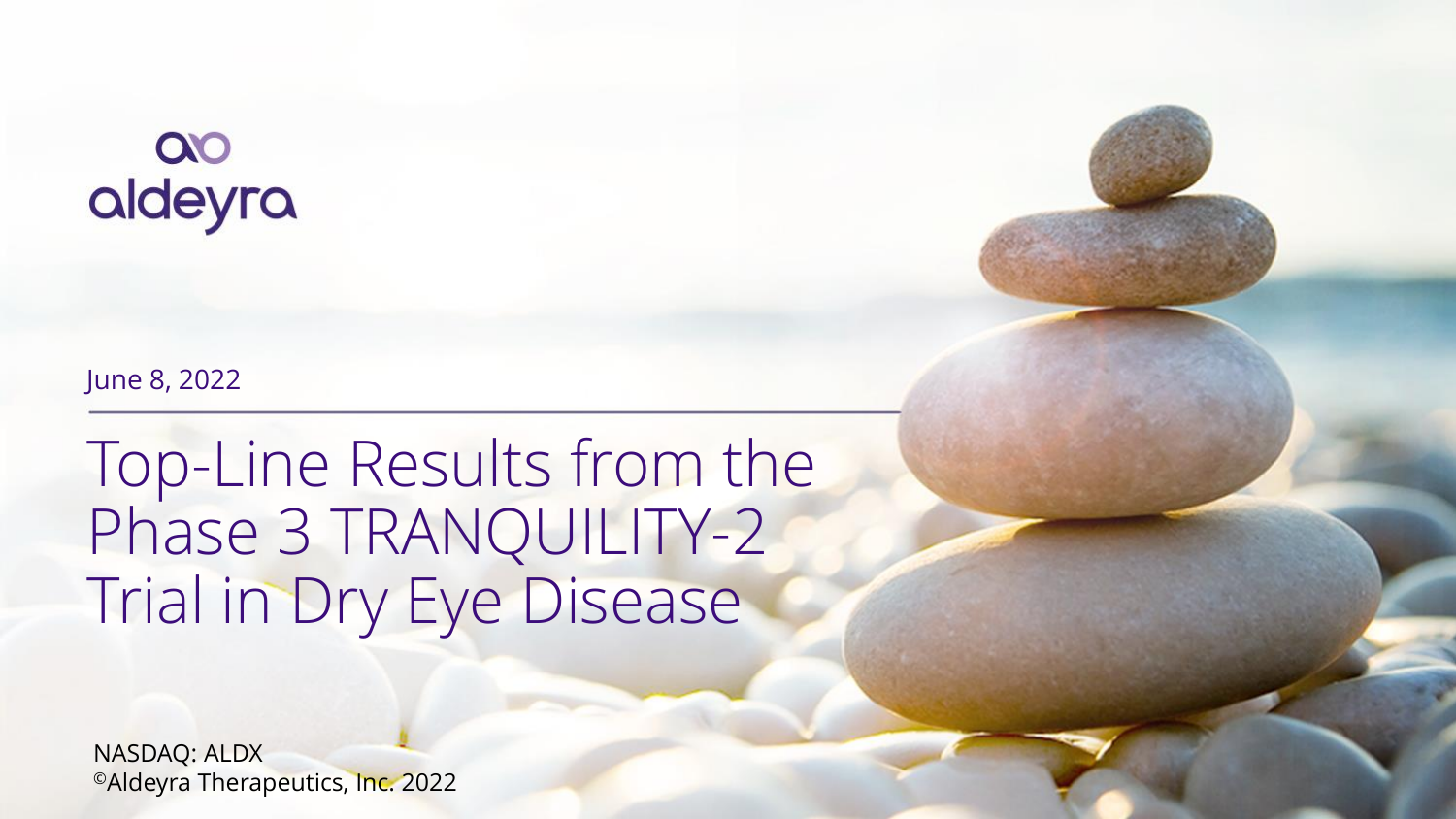aldeyra

June 8, 2022

# Top-Line Results from the Phase 3 TRANQUILITY-2 Trial in Dry Eye Disease

NASDAQ: ALDX
©Aldeyra Therapeutics, Inc. 2022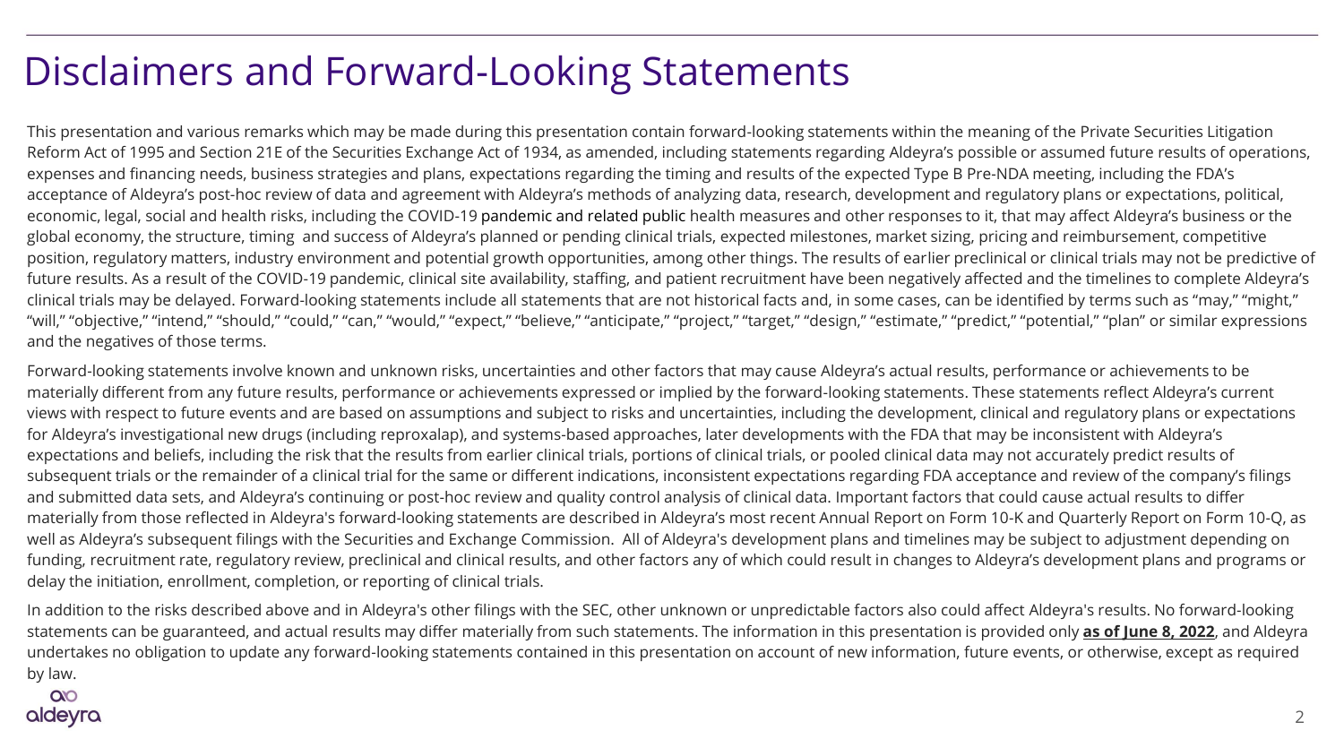# Disclaimers and Forward-Looking Statements

This presentation and various remarks which may be made during this presentation contain forward-looking statements within the meaning of the Private Securities Litigation Reform Act of 1995 and Section 21E of the Securities Exchange Act of 1934, as amended, including statements regarding Aldeyra's possible or assumed future results of operations, expenses and financing needs, business strategies and plans, expectations regarding the timing and results of the expected Type B Pre-NDA meeting, including the FDA's acceptance of Aldeyra's post-hoc review of data and agreement with Aldeyra's methods of analyzing data, research, development and regulatory plans or expectations, political, economic, legal, social and health risks, including the COVID-19 pandemic and related public health measures and other responses to it, that may affect Aldeyra's business or the global economy, the structure, timing and success of Aldeyra's planned or pending clinical trials, expected milestones, market sizing, pricing and reimbursement, competitive position, regulatory matters, industry environment and potential growth opportunities, among other things. The results of earlier preclinical or clinical trials may not be predictive of future results. As a result of the COVID-19 pandemic, clinical site availability, staffing, and patient recruitment have been negatively affected and the timelines to complete Aldeyra's clinical trials may be delayed. Forward-looking statements include all statements that are not historical facts and, in some cases, can be identified by terms such as "may," "might," "will," "objective," "intend," "should," "could," "can," "would," "expect," "believe," "anticipate," "project," "target," "design," "estimate," "predict," "potential," "plan" or similar expressions and the negatives of those terms.

Forward-looking statements involve known and unknown risks, uncertainties and other factors that may cause Aldeyra's actual results, performance or achievements to be materially different from any future results, performance or achievements expressed or implied by the forward-looking statements. These statements reflect Aldeyra's current views with respect to future events and are based on assumptions and subject to risks and uncertainties, including the development, clinical and regulatory plans or expectations for Aldeyra's investigational new drugs (including reproxalap), and systems-based approaches, later developments with the FDA that may be inconsistent with Aldeyra's expectations and beliefs, including the risk that the results from earlier clinical trials, portions of clinical trials, or pooled clinical data may not accurately predict results of subsequent trials or the remainder of a clinical trial for the same or different indications, inconsistent expectations regarding FDA acceptance and review of the company's filings and submitted data sets, and Aldeyra's continuing or post-hoc review and quality control analysis of clinical data. Important factors that could cause actual results to differ materially from those reflected in Aldeyra's forward-looking statements are described in Aldeyra's most recent Annual Report on Form 10-K and Quarterly Report on Form 10-Q, as well as Aldeyra's subsequent filings with the Securities and Exchange Commission. All of Aldeyra's development plans and timelines may be subject to adjustment depending on funding, recruitment rate, regulatory review, preclinical and clinical results, and other factors any of which could result in changes to Aldeyra's development plans and programs or delay the initiation, enrollment, completion, or reporting of clinical trials.

In addition to the risks described above and in Aldeyra's other filings with the SEC, other unknown or unpredictable factors also could affect Aldeyra's results. No forward-looking statements can be guaranteed, and actual results may differ materially from such statements. The information in this presentation is provided only **as of June 8, 2022**, and Aldeyra undertakes no obligation to update any forward-looking statements contained in this presentation on account of new information, future events, or otherwise, except as required by law.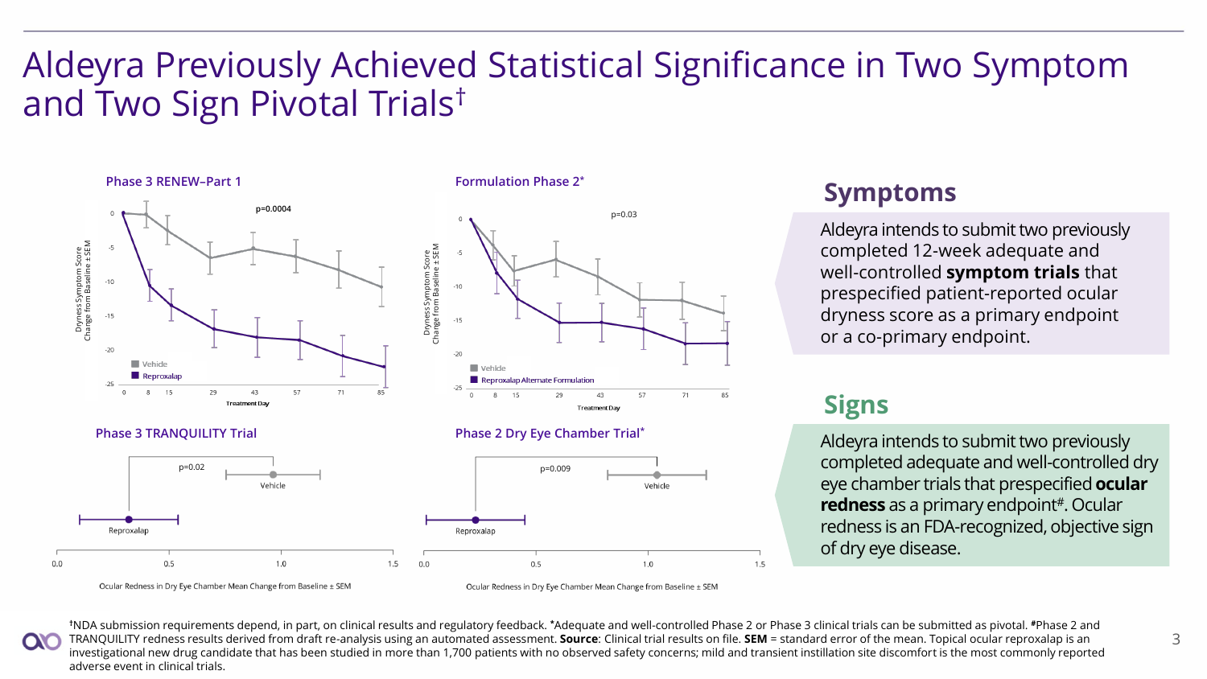# Aldeyra Previously Achieved Statistical Significance in Two Symptom and Two Sign Pivotal Trials†

**Phase 3 RENEW–Part 1**

p=0.0004

Dryness Symptom Score Change from Baseline ± SEM

Vehicle
Reproxalap

Treatment Day

**Formulation Phase 2***

p=0.03

Dryness Symptom Score Change from Baseline ± SEM

Vehicle
Reproxalap Alternate Formulation

Treatment Day

**Phase 3 TRANQUILITY Trial**

p=0.02

Vehicle
Reproxalap

Ocular Redness in Dry Eye Chamber Mean Change from Baseline ± SEM

**Phase 2 Dry Eye Chamber Trial***

p=0.009

Vehicle
Reproxalap

Ocular Redness in Dry Eye Chamber Mean Change from Baseline ± SEM

## Symptoms

Aldeyra intends to submit two previously completed 12-week adequate and well-controlled **symptom trials** that prespecified patient-reported ocular dryness score as a primary endpoint or a co-primary endpoint.

## Signs

Aldeyra intends to submit two previously completed adequate and well-controlled dry eye chamber trials that prespecified **ocular redness** as a primary endpoint#. Ocular redness is an FDA-recognized, objective sign of dry eye disease.

†NDA submission requirements depend, in part, on clinical results and regulatory feedback. *Adequate and well-controlled Phase 2 or Phase 3 clinical trials can be submitted as pivotal. #Phase 2 and TRANQUILITY redness results derived from draft re-analysis using an automated assessment. **Source**: Clinical trial results on file. **SEM** = standard error of the mean. Topical ocular reproxalap is an investigational new drug candidate that has been studied in more than 1,700 patients with no observed safety concerns; mild and transient instillation site discomfort is the most commonly reported adverse event in clinical trials.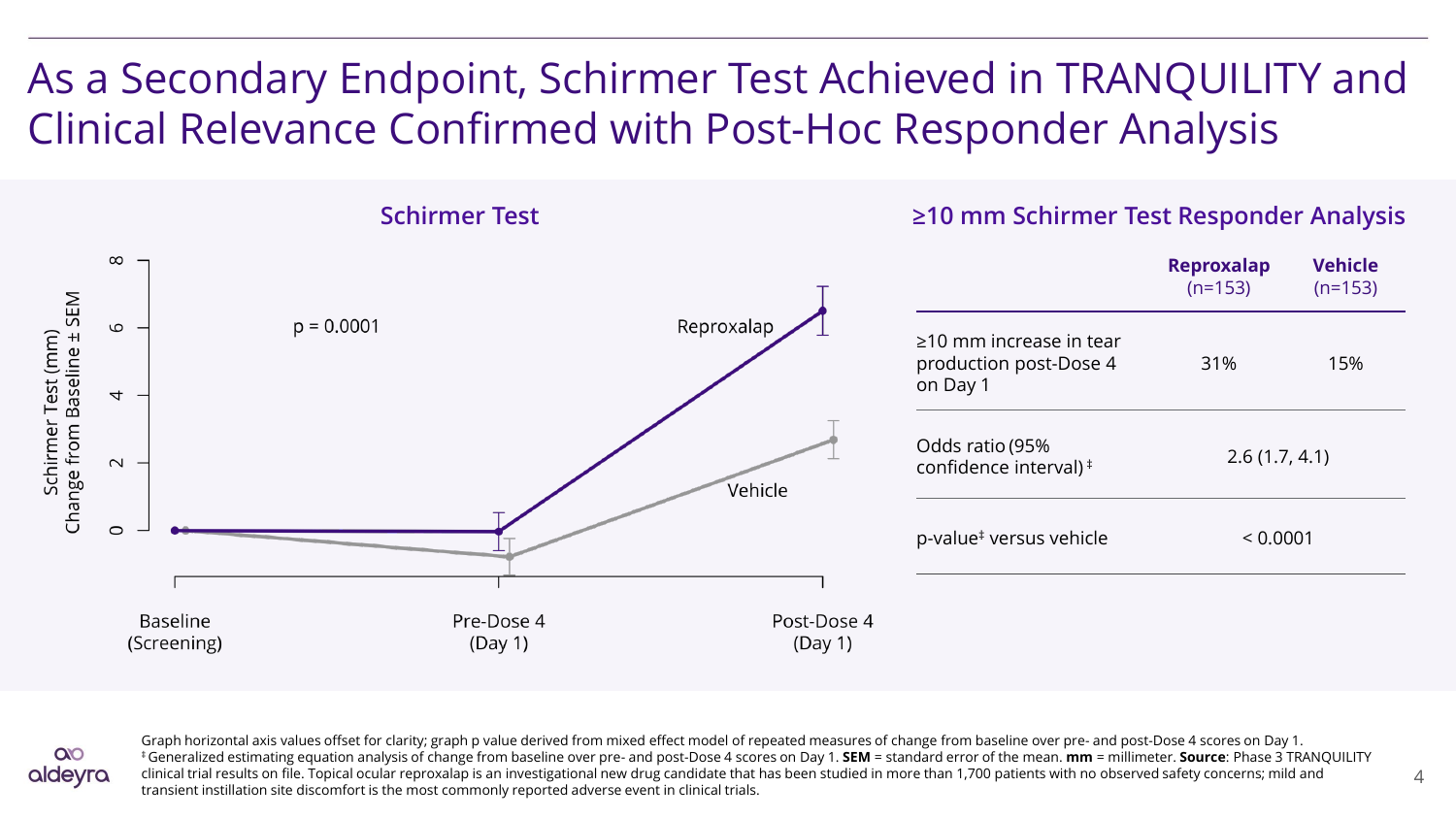# As a Secondary Endpoint, Schirmer Test Achieved in TRANQUILITY and Clinical Relevance Confirmed with Post-Hoc Responder Analysis

## Schirmer Test

Schirmer Test (mm) Change from Baseline ± SEM

p = 0.0001

Reproxalap

Vehicle

Baseline (Screening) | Pre-Dose 4 (Day 1) | Post-Dose 4 (Day 1)

## ≥10 mm Schirmer Test Responder Analysis

| | Reproxalap (n=153) | Vehicle (n=153) |
|---|---|---|
| ≥10 mm increase in tear production post-Dose 4 on Day 1 | 31% | 15% |
| Odds ratio (95% confidence interval)[‡] | 2.6 (1.7, 4.1) | |
| p-value[‡] versus vehicle | < 0.0001 | |

Graph horizontal axis values offset for clarity; graph p value derived from mixed effect model of repeated measures of change from baseline over pre- and post-Dose 4 scores on Day 1.
[‡] Generalized estimating equation analysis of change from baseline over pre- and post-Dose 4 scores on Day 1. **SEM** = standard error of the mean. **mm** = millimeter. **Source**: Phase 3 TRANQUILITY clinical trial results on file. Topical ocular reproxalap is an investigational new drug candidate that has been studied in more than 1,700 patients with no observed safety concerns; mild and transient instillation site discomfort is the most commonly reported adverse event in clinical trials.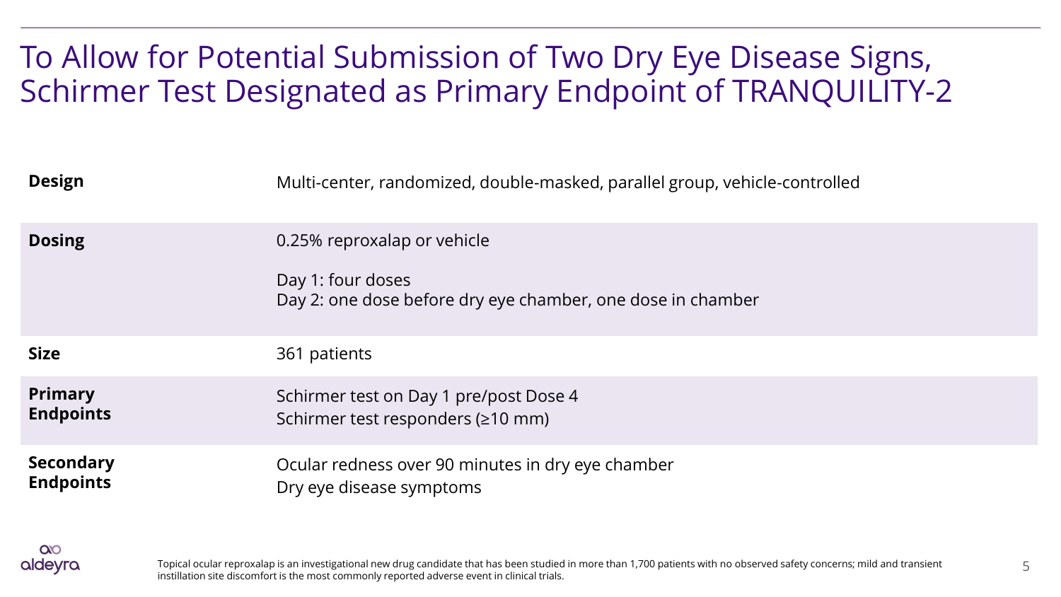# To Allow for Potential Submission of Two Dry Eye Disease Signs, Schirmer Test Designated as Primary Endpoint of TRANQUILITY-2

| | |
|---|---|
| **Design** | Multi-center, randomized, double-masked, parallel group, vehicle-controlled |
| **Dosing** | 0.25% reproxalap or vehicle<br><br>Day 1: four doses<br>Day 2: one dose before dry eye chamber, one dose in chamber |
| **Size** | 361 patients |
| **Primary Endpoints** | Schirmer test on Day 1 pre/post Dose 4<br>Schirmer test responders (≥10 mm) |
| **Secondary Endpoints** | Ocular redness over 90 minutes in dry eye chamber<br>Dry eye disease symptoms |

Topical ocular reproxalap is an investigational new drug candidate that has been studied in more than 1,700 patients with no observed safety concerns; mild and transient instillation site discomfort is the most commonly reported adverse event in clinical trials.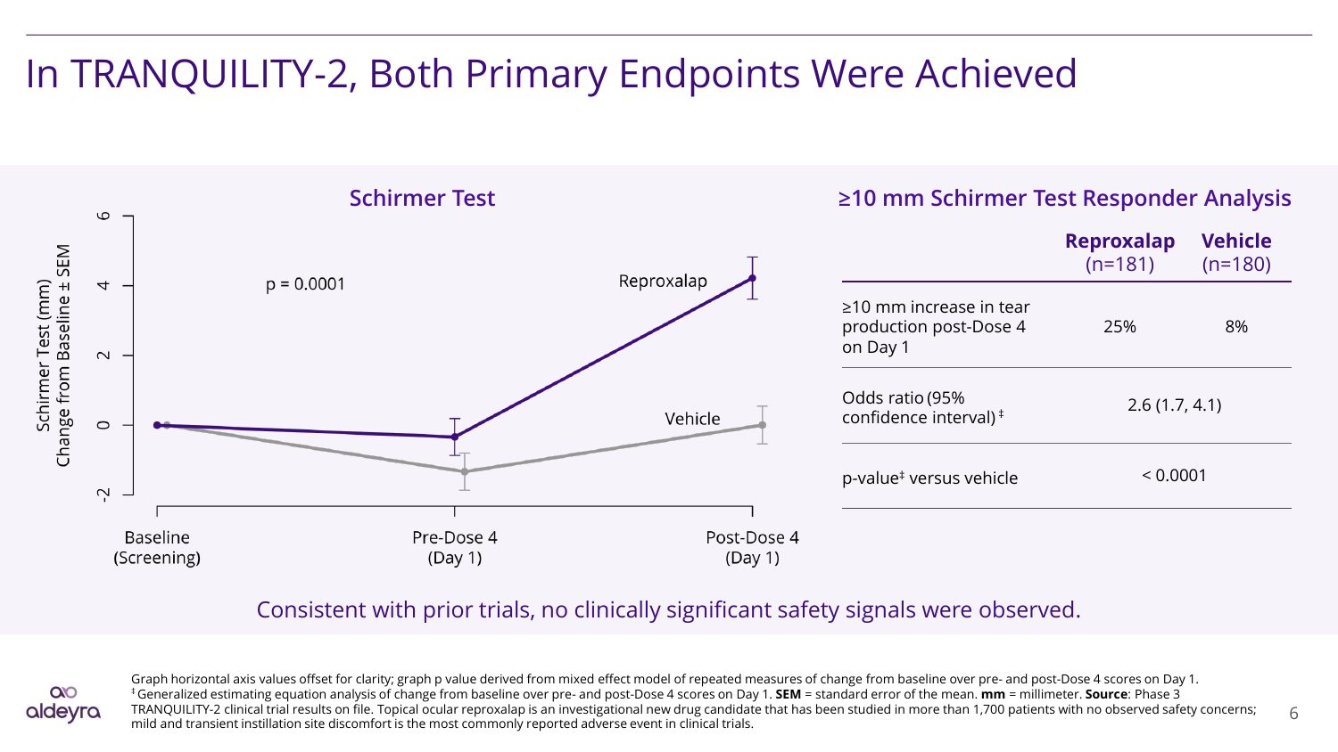# In TRANQUILITY-2, Both Primary Endpoints Were Achieved

## Schirmer Test

Schirmer Test (mm) Change from Baseline ± SEM

p = 0.0001

Reproxalap

Vehicle

Baseline (Screening) | Pre-Dose 4 (Day 1) | Post-Dose 4 (Day 1)

## ≥10 mm Schirmer Test Responder Analysis

| | **Reproxalap** (n=181) | **Vehicle** (n=180) |
|---|---|---|
| ≥10 mm increase in tear production post-Dose 4 on Day 1 | 25% | 8% |
| Odds ratio (95% confidence interval)‡ | 2.6 (1.7, 4.1) | |
| p-value‡ versus vehicle | < 0.0001 | |

Consistent with prior trials, no clinically significant safety signals were observed.

Graph horizontal axis values offset for clarity; graph p value derived from mixed effect model of repeated measures of change from baseline over pre- and post-Dose 4 scores on Day 1.
‡ Generalized estimating equation analysis of change from baseline over pre- and post-Dose 4 scores on Day 1. **SEM** = standard error of the mean. **mm** = millimeter. **Source**: Phase 3 TRANQUILITY-2 clinical trial results on file. Topical ocular reproxalap is an investigational new drug candidate that has been studied in more than 1,700 patients with no observed safety concerns; mild and transient instillation site discomfort is the most commonly reported adverse event in clinical trials.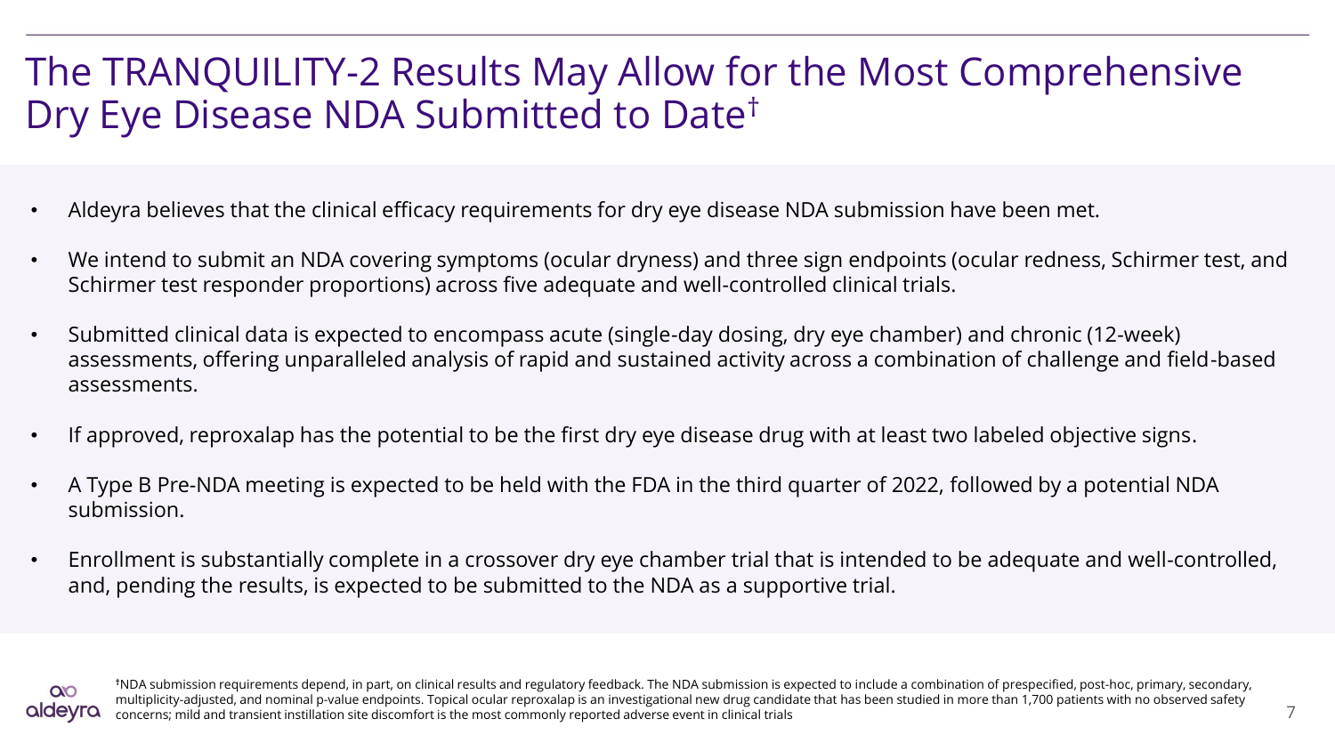# The TRANQUILITY-2 Results May Allow for the Most Comprehensive Dry Eye Disease NDA Submitted to Date†

- Aldeyra believes that the clinical efficacy requirements for dry eye disease NDA submission have been met.
- We intend to submit an NDA covering symptoms (ocular dryness) and three sign endpoints (ocular redness, Schirmer test, and Schirmer test responder proportions) across five adequate and well-controlled clinical trials.
- Submitted clinical data is expected to encompass acute (single-day dosing, dry eye chamber) and chronic (12-week) assessments, offering unparalleled analysis of rapid and sustained activity across a combination of challenge and field-based assessments.
- If approved, reproxalap has the potential to be the first dry eye disease drug with at least two labeled objective signs.
- A Type B Pre-NDA meeting is expected to be held with the FDA in the third quarter of 2022, followed by a potential NDA submission.
- Enrollment is substantially complete in a crossover dry eye chamber trial that is intended to be adequate and well-controlled, and, pending the results, is expected to be submitted to the NDA as a supportive trial.

†NDA submission requirements depend, in part, on clinical results and regulatory feedback. The NDA submission is expected to include a combination of prespecified, post-hoc, primary, secondary, multiplicity-adjusted, and nominal p-value endpoints. Topical ocular reproxalap is an investigational new drug candidate that has been studied in more than 1,700 patients with no observed safety concerns; mild and transient instillation site discomfort is the most commonly reported adverse event in clinical trials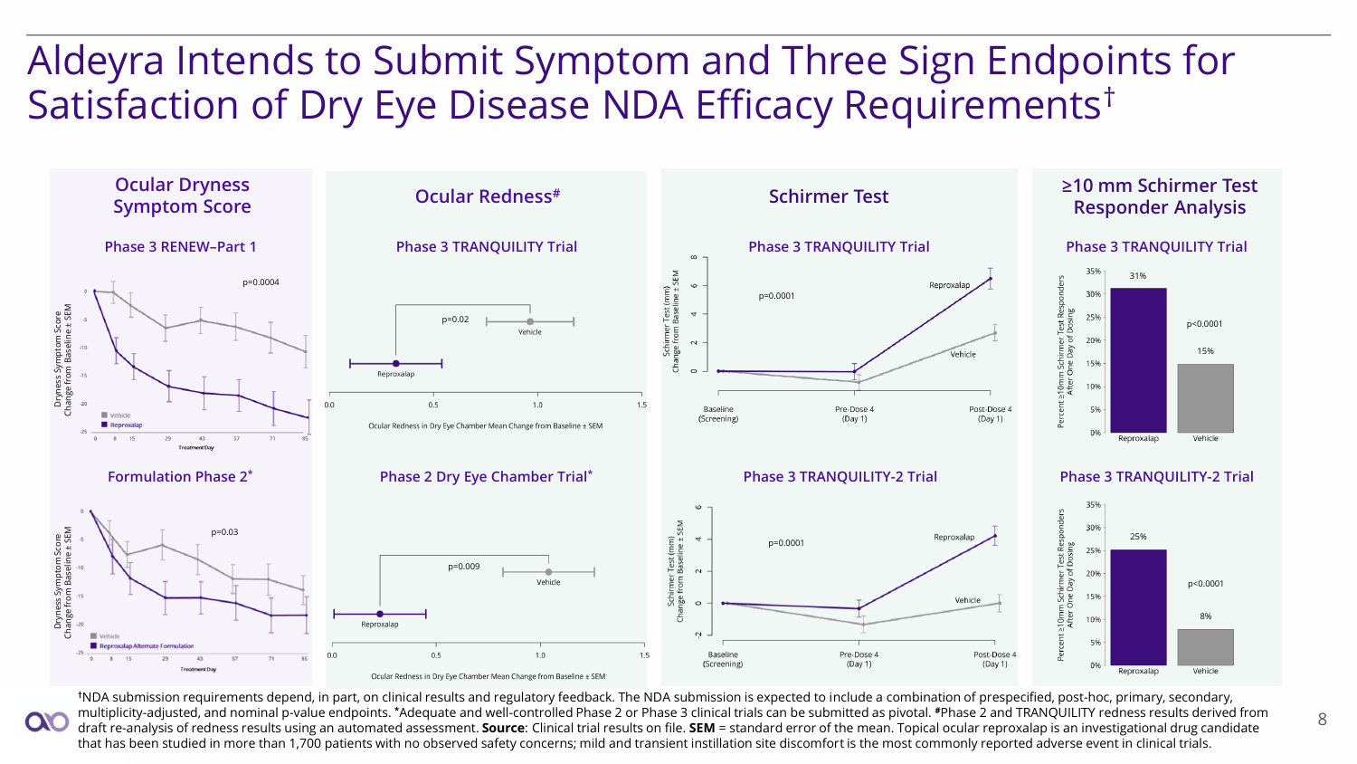# Aldeyra Intends to Submit Symptom and Three Sign Endpoints for Satisfaction of Dry Eye Disease NDA Efficacy Requirements†

## Ocular Dryness Symptom Score

### Phase 3 RENEW–Part 1

p=0.0004

Dryness Symptom Score Change from Baseline ± SEM

0
-5
-10
-15
-20
-25

Vehicle
Reproxalap

0 8 15 29 43 57 71 85

Treatment Day

### Formulation Phase 2*

p=0.03

Dryness Symptom Score Change from Baseline ± SEM

0
-5
-10
-15
-20
-25

Vehicle
Reproxalap Alternate Formulation

0 8 15 29 43 57 71 85

Treatment Day

## Ocular Redness#

### Phase 3 TRANQUILITY Trial

p=0.02

Vehicle

Reproxalap

0.0 0.5 1.0 1.5

Ocular Redness in Dry Eye Chamber Mean Change from Baseline ± SEM

### Phase 2 Dry Eye Chamber Trial*

p=0.009

Vehicle

Reproxalap

0.0 0.5 1.0 1.5

Ocular Redness in Dry Eye Chamber Mean Change from Baseline ± SEM

## Schirmer Test

### Phase 3 TRANQUILITY Trial

p=0.0001

Schirmer Test (mm) Change from Baseline ± SEM

8
6
4
2
0

Reproxalap
Vehicle

Baseline (Screening)
Pre-Dose 4 (Day 1)
Post-Dose 4 (Day 1)

### Phase 3 TRANQUILITY-2 Trial

p=0.0001

Schirmer Test (mm) Change from Baseline ± SEM

6
4
2
0
-2

Reproxalap
Vehicle

Baseline (Screening)
Pre-Dose 4 (Day 1)
Post-Dose 4 (Day 1)

## ≥10 mm Schirmer Test Responder Analysis

### Phase 3 TRANQUILITY Trial

Percent ≥10mm Schirmer Test Responders After One Day of Dosing

35%
30%
25%
20%
15%
10%
5%
0%

31%

p<0.0001

15%

Reproxalap
Vehicle

### Phase 3 TRANQUILITY-2 Trial

Percent ≥10mm Schirmer Test Responders After One Day of Dosing

35%
30%
25%
20%
15%
10%
5%
0%

25%

p<0.0001

8%

Reproxalap
Vehicle

†NDA submission requirements depend, in part, on clinical results and regulatory feedback. The NDA submission is expected to include a combination of prespecified, post-hoc, primary, secondary, multiplicity-adjusted, and nominal p-value endpoints. *Adequate and well-controlled Phase 2 or Phase 3 clinical trials can be submitted as pivotal. #Phase 2 and TRANQUILITY redness results derived from draft re-analysis of redness results using an automated assessment. **Source**: Clinical trial results on file. **SEM** = standard error of the mean. Topical ocular reproxalap is an investigational drug candidate that has been studied in more than 1,700 patients with no observed safety concerns; mild and transient instillation site discomfort is the most commonly reported adverse event in clinical trials.